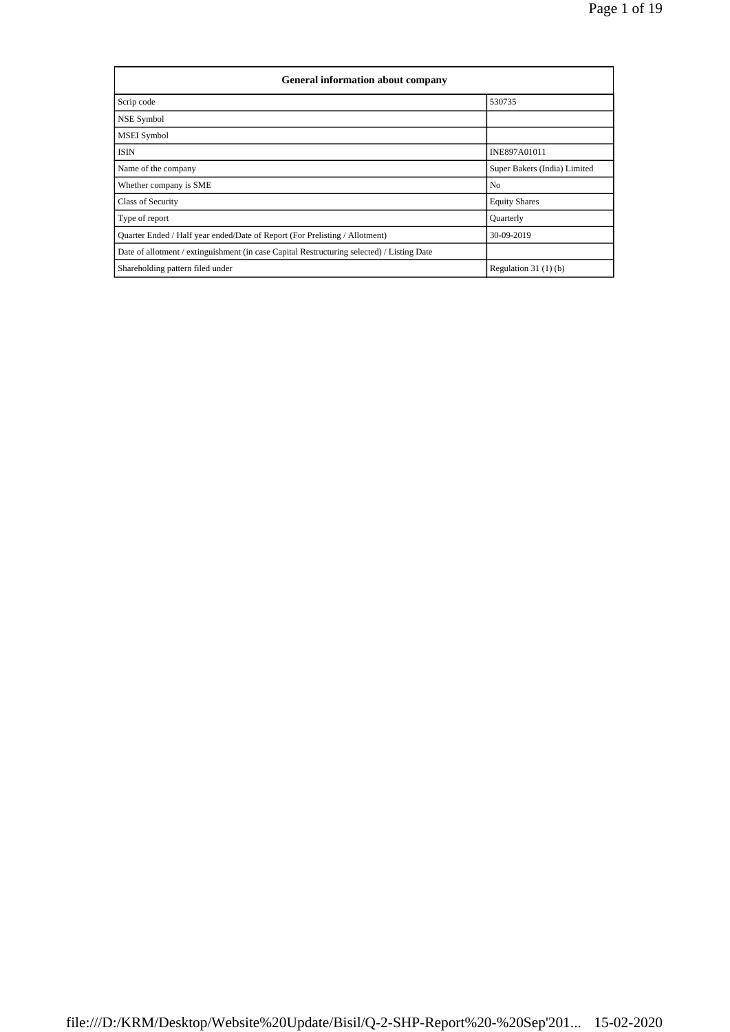| General information about company | |
|---|---|
| Scrip code | 530735 |
| NSE Symbol | |
| MSEI Symbol | |
| ISIN | INE897A01011 |
| Name of the company | Super Bakers (India) Limited |
| Whether company is SME | No |
| Class of Security | Equity Shares |
| Type of report | Quarterly |
| Quarter Ended / Half year ended/Date of Report (For Prelisting / Allotment) | 30-09-2019 |
| Date of allotment / extinguishment (in case Capital Restructuring selected) / Listing Date | |
| Shareholding pattern filed under | Regulation 31 (1) (b) |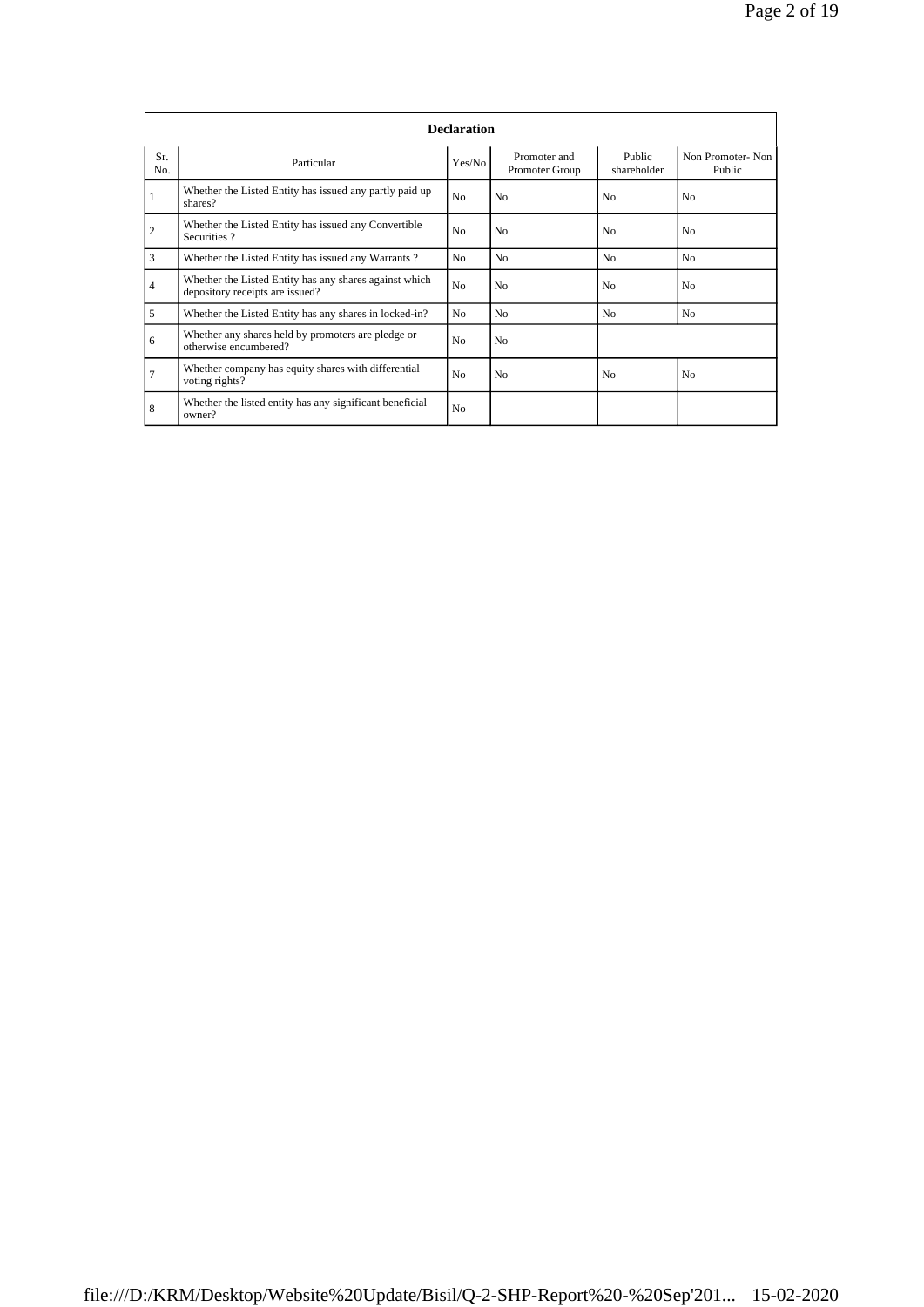| Declaration | | | | | |
|---|---|---|---|---|---|
| Sr. No. | Particular | Yes/No | Promoter and Promoter Group | Public shareholder | Non Promoter- Non Public |
| 1 | Whether the Listed Entity has issued any partly paid up shares? | No | No | No | No |
| 2 | Whether the Listed Entity has issued any Convertible Securities ? | No | No | No | No |
| 3 | Whether the Listed Entity has issued any Warrants ? | No | No | No | No |
| 4 | Whether the Listed Entity has any shares against which depository receipts are issued? | No | No | No | No |
| 5 | Whether the Listed Entity has any shares in locked-in? | No | No | No | No |
| 6 | Whether any shares held by promoters are pledge or otherwise encumbered? | No | No | | |
| 7 | Whether company has equity shares with differential voting rights? | No | No | No | No |
| 8 | Whether the listed entity has any significant beneficial owner? | No | | | |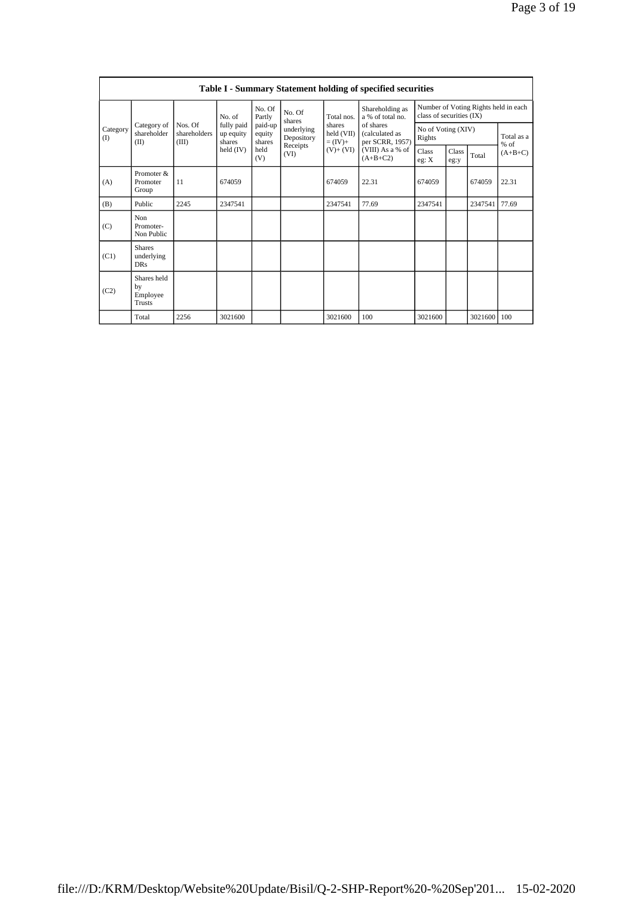| Table I - Summary Statement holding of specified securities | | | | | | | | | | | |
|---|---|---|---|---|---|---|---|---|---|---|---|
| Category (I) | Category of shareholder (II) | Nos. Of shareholders (III) | No. of fully paid up equity shares held (IV) | No. Of Partly paid-up equity shares held (V) | No. Of shares underlying Depository Receipts (VI) | Total nos. shares held (VII) = (IV)+ (V)+ (VI) | Shareholding as a % of total no. of shares (calculated as per SCRR, 1957) (VIII) As a % of (A+B+C2) | Number of Voting Rights held in each class of securities (IX) | | | |
| | | | | | | | | No of Voting (XIV) Rights | | | Total as a % of (A+B+C) |
| | | | | | | | | Class eg: X | Class eg:y | Total | |
| (A) | Promoter & Promoter Group | 11 | 674059 | | | 674059 | 22.31 | 674059 | | 674059 | 22.31 |
| (B) | Public | 2245 | 2347541 | | | 2347541 | 77.69 | 2347541 | | 2347541 | 77.69 |
| (C) | Non Promoter- Non Public | | | | | | | | | | |
| (C1) | Shares underlying DRs | | | | | | | | | | |
| (C2) | Shares held by Employee Trusts | | | | | | | | | | |
| | Total | 2256 | 3021600 | | | 3021600 | 100 | 3021600 | | 3021600 | 100 |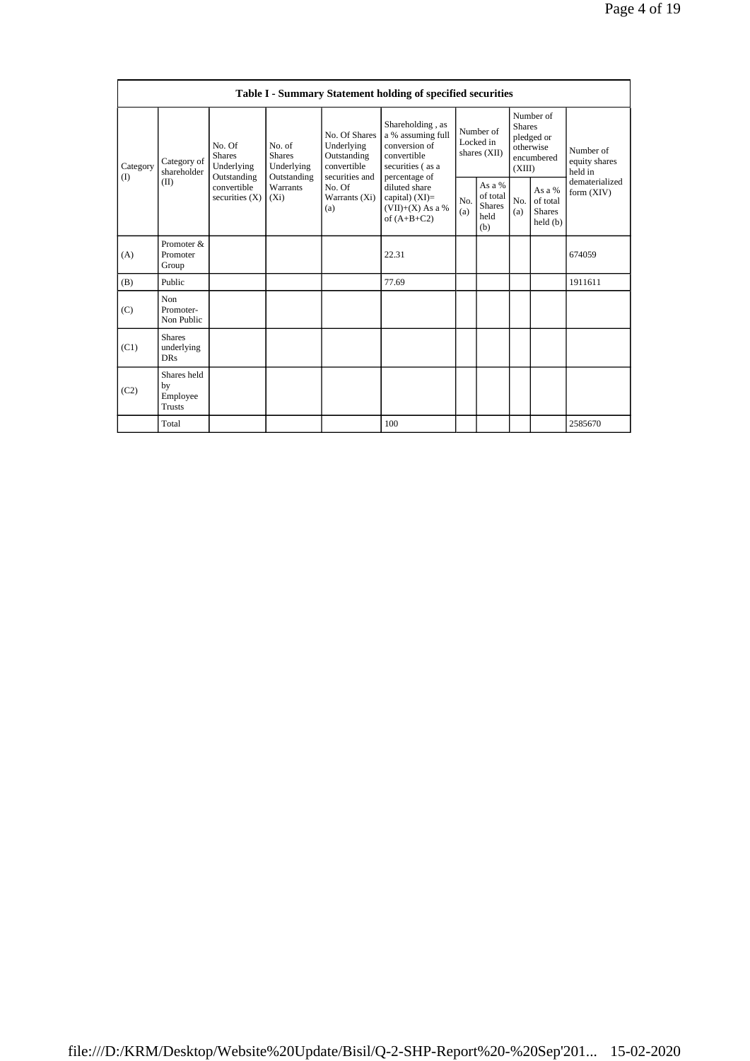| Table I - Summary Statement holding of specified securities | | | | | | | | | | |
|---|---|---|---|---|---|---|---|---|---|---|
| Category (I) | Category of shareholder (II) | No. Of Shares Underlying Outstanding convertible securities (X) | No. of Shares Underlying Outstanding Warrants (Xi) | No. Of Shares Underlying Outstanding convertible securities and No. Of Warrants (Xi) (a) | Shareholding , as a % assuming full conversion of convertible securities ( as a percentage of diluted share capital) (XI)= (VII)+(X) As a % of (A+B+C2) | Number of Locked in shares (XII) | | Number of Shares pledged or otherwise encumbered (XIII) | | Number of equity shares held in dematerialized form (XIV) |
| | | | | | | No. (a) | As a % of total Shares held (b) | No. (a) | As a % of total Shares held (b) | |
| (A) | Promoter & Promoter Group | | | | 22.31 | | | | | 674059 |
| (B) | Public | | | | 77.69 | | | | | 1911611 |
| (C) | Non Promoter- Non Public | | | | | | | | | |
| (C1) | Shares underlying DRs | | | | | | | | | |
| (C2) | Shares held by Employee Trusts | | | | | | | | | |
| | Total | | | | 100 | | | | | 2585670 |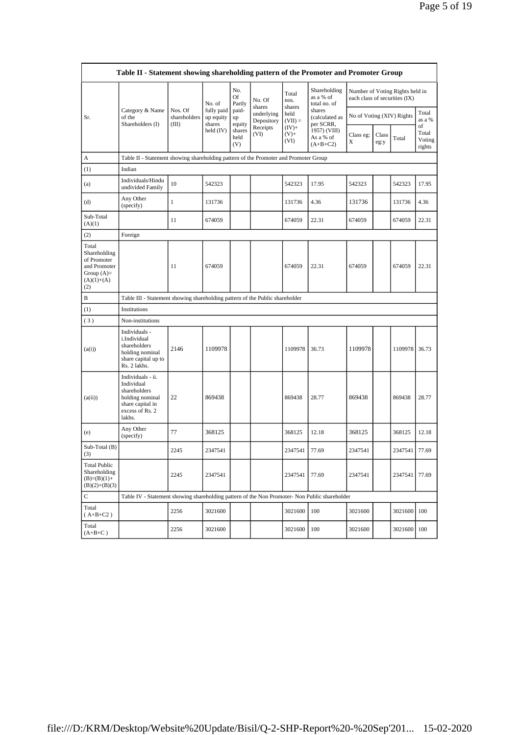| Table II - Statement showing shareholding pattern of the Promoter and Promoter Group | | | | | | | | | | | | |
|---|---|---|---|---|---|---|---|---|---|---|---|---|
| Sr. | Category & Name of the Shareholders (I) | Nos. Of shareholders (III) | No. of fully paid up equity shares held (IV) | No. Of Partly paid-up equity shares held (V) | No. Of shares underlying Depository Receipts (VI) | Total nos. shares held (VII) = (IV)+ (V)+ (VI) | Shareholding as a % of total no. of shares (calculated as per SCRR, 1957) (VIII) As a % of (A+B+C2) | Number of Voting Rights held in each class of securities (IX) | | | |
| | | | | | | | | No of Voting (XIV) Rights | | | Total as a % of Total Voting rights |
| | | | | | | | | Class eg: X | Class eg:y | Total | |
| A | Table II - Statement showing shareholding pattern of the Promoter and Promoter Group | | | | | | | | | | |
| (1) | Indian | | | | | | | | | | |
| (a) | Individuals/Hindu undivided Family | 10 | 542323 | | | 542323 | 17.95 | 542323 | | 542323 | 17.95 |
| (d) | Any Other (specify) | 1 | 131736 | | | 131736 | 4.36 | 131736 | | 131736 | 4.36 |
| Sub-Total (A)(1) | | 11 | 674059 | | | 674059 | 22.31 | 674059 | | 674059 | 22.31 |
| (2) | Foreign | | | | | | | | | | |
| Total Shareholding of Promoter and Promoter Group (A)= (A)(1)+(A)(2) | | 11 | 674059 | | | 674059 | 22.31 | 674059 | | 674059 | 22.31 |
| B | Table III - Statement showing shareholding pattern of the Public shareholder | | | | | | | | | | |
| (1) | Institutions | | | | | | | | | | |
| (3) | Non-institutions | | | | | | | | | | |
| (a(i)) | Individuals - i.Individual shareholders holding nominal share capital up to Rs. 2 lakhs. | 2146 | 1109978 | | | 1109978 | 36.73 | 1109978 | | 1109978 | 36.73 |
| (a(ii)) | Individuals - ii. Individual shareholders holding nominal share capital in excess of Rs. 2 lakhs. | 22 | 869438 | | | 869438 | 28.77 | 869438 | | 869438 | 28.77 |
| (e) | Any Other (specify) | 77 | 368125 | | | 368125 | 12.18 | 368125 | | 368125 | 12.18 |
| Sub-Total (B)(3) | | 2245 | 2347541 | | | 2347541 | 77.69 | 2347541 | | 2347541 | 77.69 |
| Total Public Shareholding (B)=(B)(1)+(B)(2)+(B)(3) | | 2245 | 2347541 | | | 2347541 | 77.69 | 2347541 | | 2347541 | 77.69 |
| C | Table IV - Statement showing shareholding pattern of the Non Promoter- Non Public shareholder | | | | | | | | | | |
| Total ( A+B+C2 ) | | 2256 | 3021600 | | | 3021600 | 100 | 3021600 | | 3021600 | 100 |
| Total (A+B+C ) | | 2256 | 3021600 | | | 3021600 | 100 | 3021600 | | 3021600 | 100 |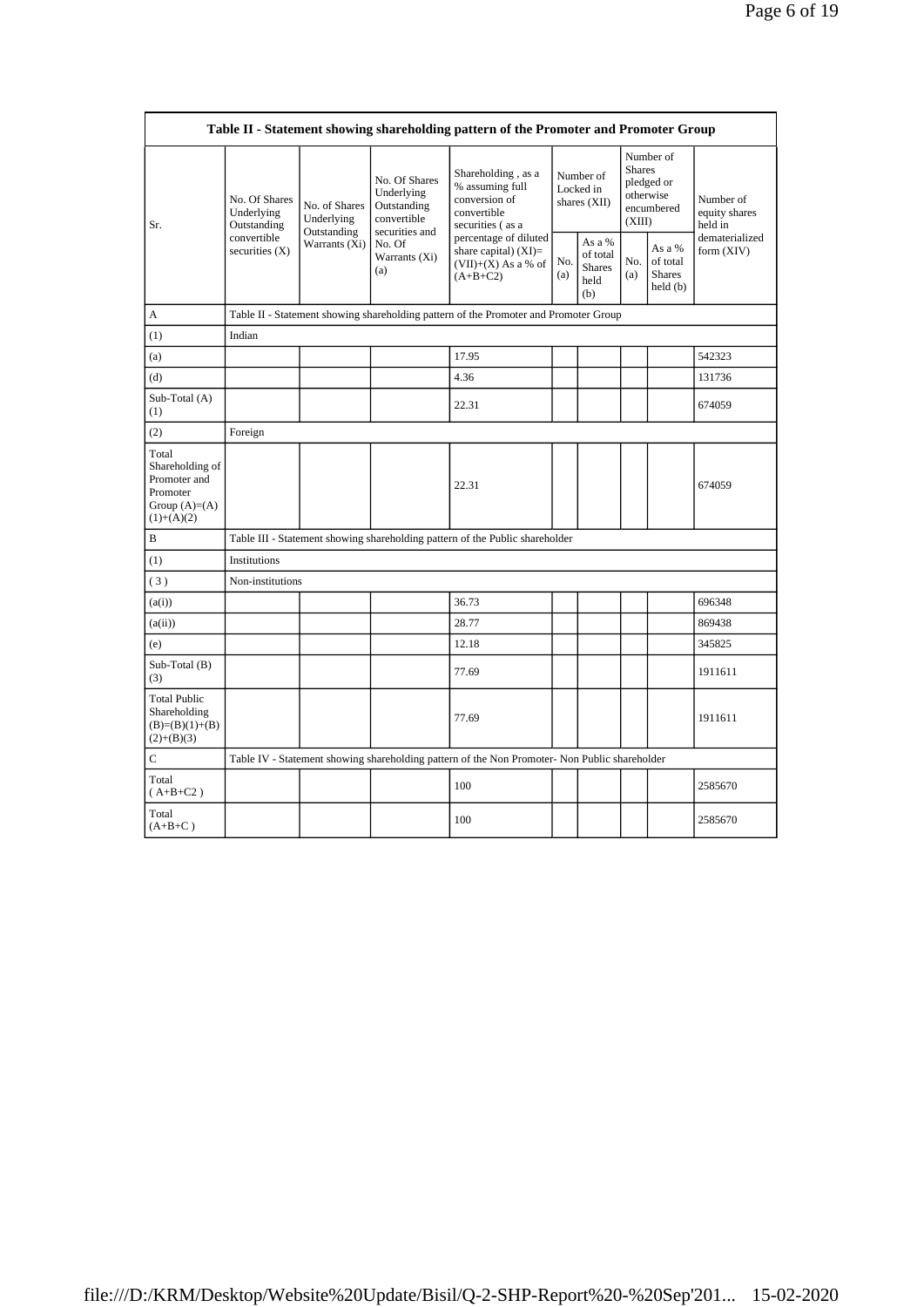| Table II - Statement showing shareholding pattern of the Promoter and Promoter Group | | | | | | | | | |
|---|---|---|---|---|---|---|---|---|---|
| Sr. | No. Of Shares Underlying Outstanding convertible securities (X) | No. of Shares Underlying Outstanding Warrants (Xi) | No. Of Shares Underlying Outstanding convertible securities and No. Of Warrants (Xi) (a) | Shareholding , as a % assuming full conversion of convertible securities ( as a percentage of diluted share capital) (XI)= (VII)+(X) As a % of (A+B+C2) | Number of Locked in shares (XII) | | Number of Shares pledged or otherwise encumbered (XIII) | | Number of equity shares held in dematerialized form (XIV) |
| | | | | | No. (a) | As a % of total Shares held (b) | No. (a) | As a % of total Shares held (b) | |
| A | Table II - Statement showing shareholding pattern of the Promoter and Promoter Group | | | | | | | | |
| (1) | Indian | | | | | | | | |
| (a) | | | | 17.95 | | | | | 542323 |
| (d) | | | | 4.36 | | | | | 131736 |
| Sub-Total (A) (1) | | | | 22.31 | | | | | 674059 |
| (2) | Foreign | | | | | | | | |
| Total Shareholding of Promoter and Promoter Group (A)=(A)(1)+(A)(2) | | | | 22.31 | | | | | 674059 |
| B | Table III - Statement showing shareholding pattern of the Public shareholder | | | | | | | | |
| (1) | Institutions | | | | | | | | |
| ( 3 ) | Non-institutions | | | | | | | | |
| (a(i)) | | | | 36.73 | | | | | 696348 |
| (a(ii)) | | | | 28.77 | | | | | 869438 |
| (e) | | | | 12.18 | | | | | 345825 |
| Sub-Total (B) (3) | | | | 77.69 | | | | | 1911611 |
| Total Public Shareholding (B)=(B)(1)+(B)(2)+(B)(3) | | | | 77.69 | | | | | 1911611 |
| C | Table IV - Statement showing shareholding pattern of the Non Promoter- Non Public shareholder | | | | | | | | |
| Total ( A+B+C2 ) | | | | 100 | | | | | 2585670 |
| Total (A+B+C ) | | | | 100 | | | | | 2585670 |

file:///D:/KRM/Desktop/Website%20Update/Bisil/Q-2-SHP-Report%20-%20Sep'201... 15-02-2020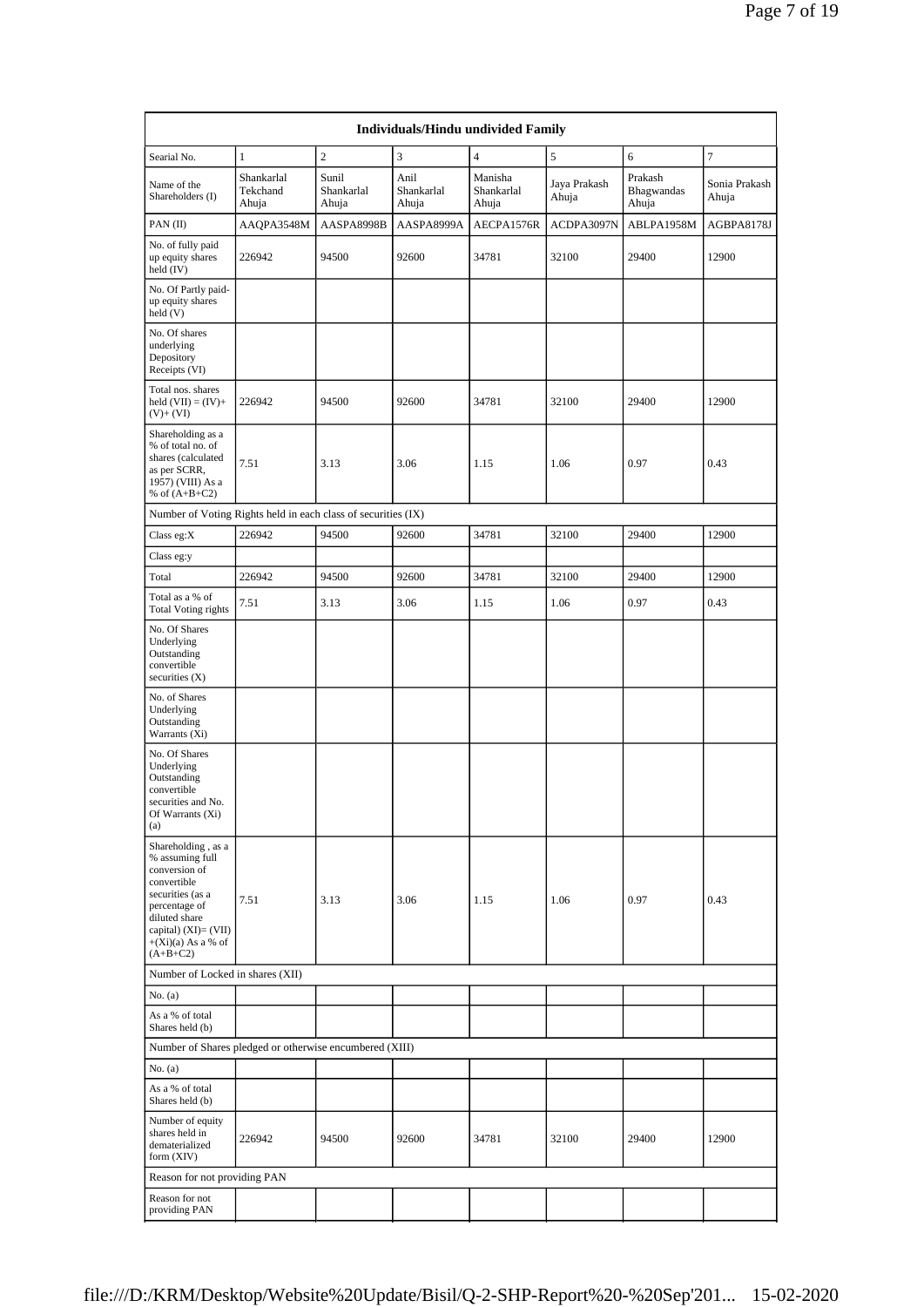| Individuals/Hindu undivided Family | | | | | | | |
|---|---|---|---|---|---|---|---|
| Searial No. | 1 | 2 | 3 | 4 | 5 | 6 | 7 |
| Name of the Shareholders (I) | Shankarlal Tekchand Ahuja | Sunil Shankarlal Ahuja | Anil Shankarlal Ahuja | Manisha Shankarlal Ahuja | Jaya Prakash Ahuja | Prakash Bhagwandas Ahuja | Sonia Prakash Ahuja |
| PAN (II) | AAQPA3548M | AASPA8998B | AASPA8999A | AECPA1576R | ACDPA3097N | ABLPA1958M | AGBPA8178J |
| No. of fully paid up equity shares held (IV) | 226942 | 94500 | 92600 | 34781 | 32100 | 29400 | 12900 |
| No. Of Partly paid-up equity shares held (V) | | | | | | | |
| No. Of shares underlying Depository Receipts (VI) | | | | | | | |
| Total nos. shares held (VII) = (IV)+(V)+ (VI) | 226942 | 94500 | 92600 | 34781 | 32100 | 29400 | 12900 |
| Shareholding as a % of total no. of shares (calculated as per SCRR, 1957) (VIII) As a % of (A+B+C2) | 7.51 | 3.13 | 3.06 | 1.15 | 1.06 | 0.97 | 0.43 |
| Number of Voting Rights held in each class of securities (IX) | | | | | | | |
| Class eg:X | 226942 | 94500 | 92600 | 34781 | 32100 | 29400 | 12900 |
| Class eg:y | | | | | | | |
| Total | 226942 | 94500 | 92600 | 34781 | 32100 | 29400 | 12900 |
| Total as a % of Total Voting rights | 7.51 | 3.13 | 3.06 | 1.15 | 1.06 | 0.97 | 0.43 |
| No. Of Shares Underlying Outstanding convertible securities (X) | | | | | | | |
| No. of Shares Underlying Outstanding Warrants (Xi) | | | | | | | |
| No. Of Shares Underlying Outstanding convertible securities and No. Of Warrants (Xi) (a) | | | | | | | |
| Shareholding , as a % assuming full conversion of convertible securities (as a percentage of diluted share capital) (XI)= (VII)+(Xi)(a) As a % of (A+B+C2) | 7.51 | 3.13 | 3.06 | 1.15 | 1.06 | 0.97 | 0.43 |
| Number of Locked in shares (XII) | | | | | | | |
| No. (a) | | | | | | | |
| As a % of total Shares held (b) | | | | | | | |
| Number of Shares pledged or otherwise encumbered (XIII) | | | | | | | |
| No. (a) | | | | | | | |
| As a % of total Shares held (b) | | | | | | | |
| Number of equity shares held in dematerialized form (XIV) | 226942 | 94500 | 92600 | 34781 | 32100 | 29400 | 12900 |
| Reason for not providing PAN | | | | | | | |
| Reason for not providing PAN | | | | | | | |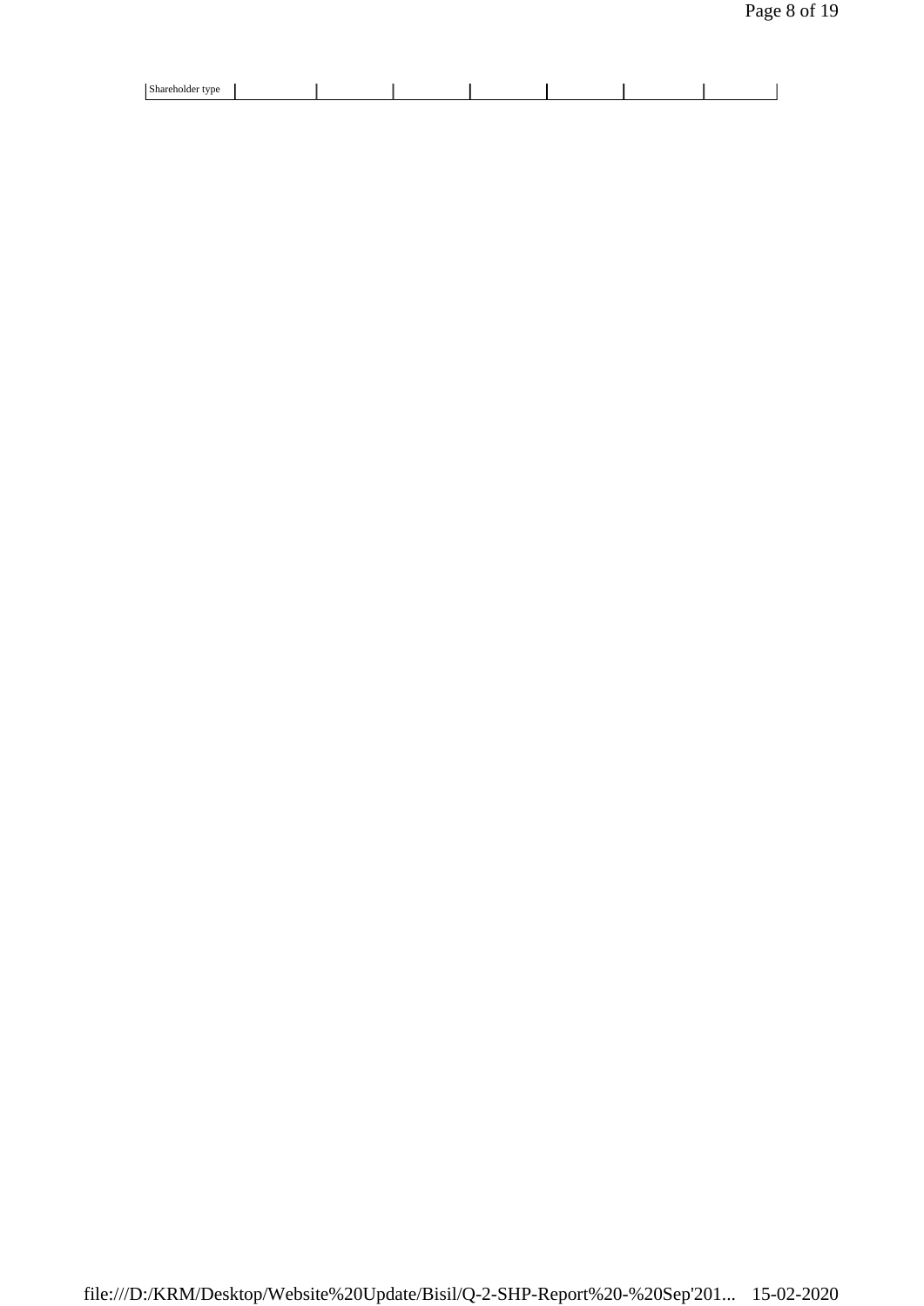| Shareholder type | | | | | | | |
|---|---|---|---|---|---|---|---|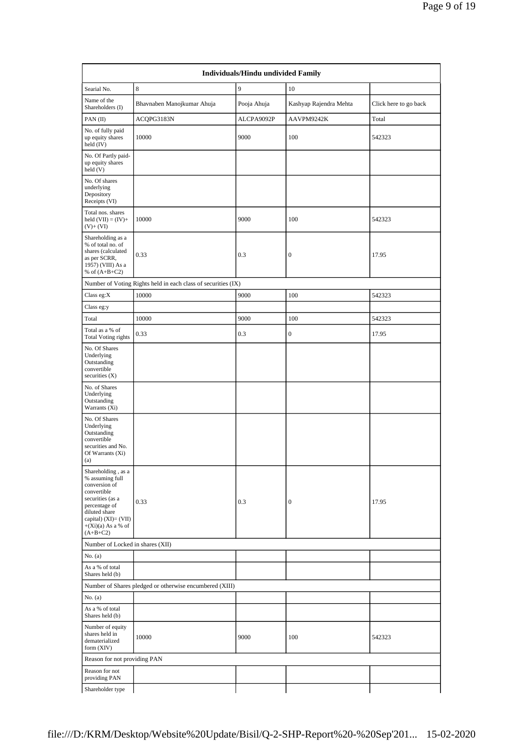| Individuals/Hindu undivided Family | | | | |
|---|---|---|---|---|
| Searial No. | 8 | 9 | 10 | |
| Name of the Shareholders (I) | Bhavnaben Manojkumar Ahuja | Pooja Ahuja | Kashyap Rajendra Mehta | Click here to go back |
| PAN (II) | ACQPG3183N | ALCPA9092P | AAVPM9242K | Total |
| No. of fully paid up equity shares held (IV) | 10000 | 9000 | 100 | 542323 |
| No. Of Partly paid-up equity shares held (V) | | | | |
| No. Of shares underlying Depository Receipts (VI) | | | | |
| Total nos. shares held (VII) = (IV)+ (V)+ (VI) | 10000 | 9000 | 100 | 542323 |
| Shareholding as a % of total no. of shares (calculated as per SCRR, 1957) (VIII) As a % of (A+B+C2) | 0.33 | 0.3 | 0 | 17.95 |
| Number of Voting Rights held in each class of securities (IX) | | | | |
| Class eg:X | 10000 | 9000 | 100 | 542323 |
| Class eg:y | | | | |
| Total | 10000 | 9000 | 100 | 542323 |
| Total as a % of Total Voting rights | 0.33 | 0.3 | 0 | 17.95 |
| No. Of Shares Underlying Outstanding convertible securities (X) | | | | |
| No. of Shares Underlying Outstanding Warrants (Xi) | | | | |
| No. Of Shares Underlying Outstanding convertible securities and No. Of Warrants (Xi) (a) | | | | |
| Shareholding , as a % assuming full conversion of convertible securities (as a percentage of diluted share capital) (XI)= (VII)+(Xi)(a) As a % of (A+B+C2) | 0.33 | 0.3 | 0 | 17.95 |
| Number of Locked in shares (XII) | | | | |
| No. (a) | | | | |
| As a % of total Shares held (b) | | | | |
| Number of Shares pledged or otherwise encumbered (XIII) | | | | |
| No. (a) | | | | |
| As a % of total Shares held (b) | | | | |
| Number of equity shares held in dematerialized form (XIV) | 10000 | 9000 | 100 | 542323 |
| Reason for not providing PAN | | | | |
| Reason for not providing PAN | | | | |
| Shareholder type | | | | |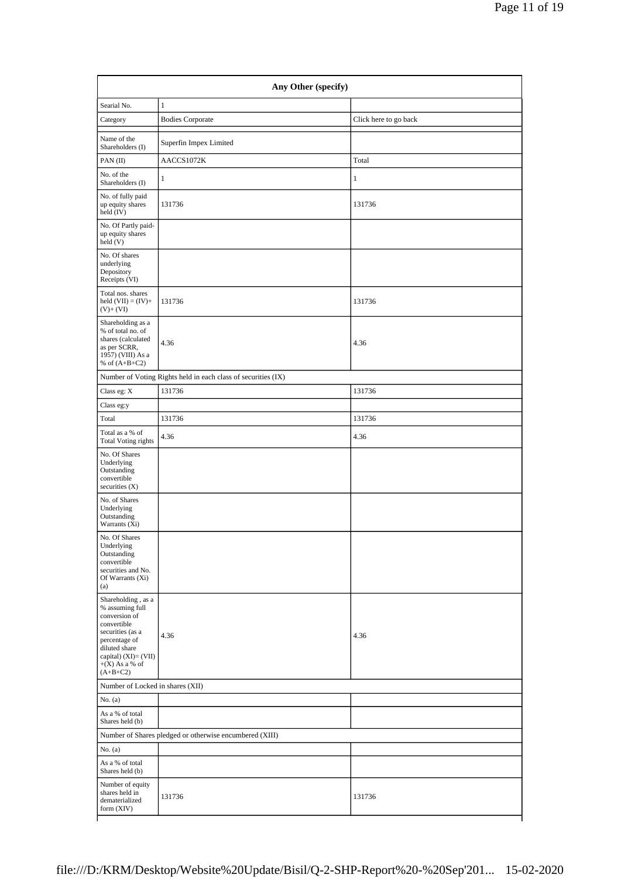| Any Other (specify) | | |
|---|---|---|
| Searial No. | 1 | |
| Category | Bodies Corporate | Click here to go back |
| Name of the Shareholders (I) | Superfin Impex Limited | |
| PAN (II) | AACCS1072K | Total |
| No. of the Shareholders (I) | 1 | 1 |
| No. of fully paid up equity shares held (IV) | 131736 | 131736 |
| No. Of Partly paid-up equity shares held (V) | | |
| No. Of shares underlying Depository Receipts (VI) | | |
| Total nos. shares held (VII) = (IV)+(V)+ (VI) | 131736 | 131736 |
| Shareholding as a % of total no. of shares (calculated as per SCRR, 1957) (VIII) As a % of (A+B+C2) | 4.36 | 4.36 |
| Number of Voting Rights held in each class of securities (IX) | | |
| Class eg: X | 131736 | 131736 |
| Class eg:y | | |
| Total | 131736 | 131736 |
| Total as a % of Total Voting rights | 4.36 | 4.36 |
| No. Of Shares Underlying Outstanding convertible securities (X) | | |
| No. of Shares Underlying Outstanding Warrants (Xi) | | |
| No. Of Shares Underlying Outstanding convertible securities and No. Of Warrants (Xi) (a) | | |
| Shareholding , as a % assuming full conversion of convertible securities (as a percentage of diluted share capital) (XI)= (VII)+(X) As a % of (A+B+C2) | 4.36 | 4.36 |
| Number of Locked in shares (XII) | | |
| No. (a) | | |
| As a % of total Shares held (b) | | |
| Number of Shares pledged or otherwise encumbered (XIII) | | |
| No. (a) | | |
| As a % of total Shares held (b) | | |
| Number of equity shares held in dematerialized form (XIV) | 131736 | 131736 |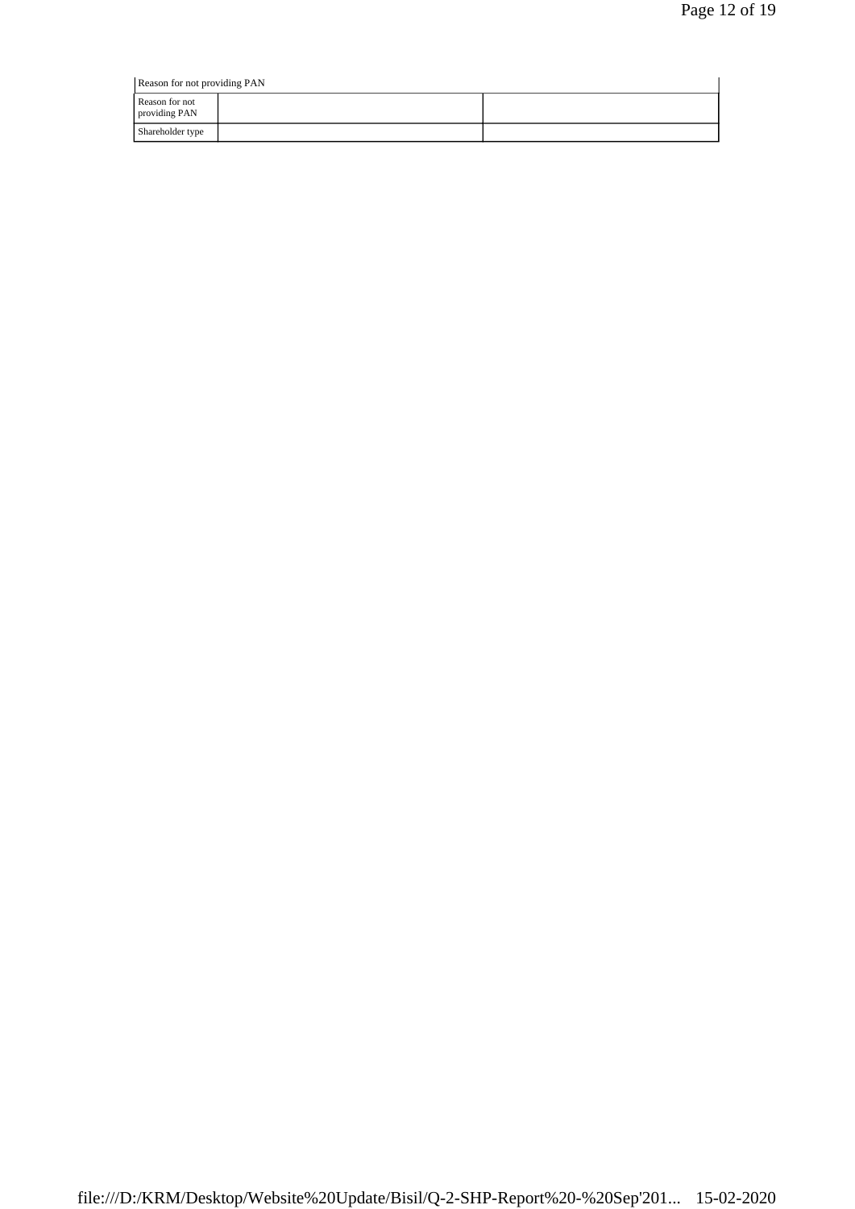Reason for not providing PAN

| Reason for not providing PAN | | |
|---|---|---|
| Shareholder type | | |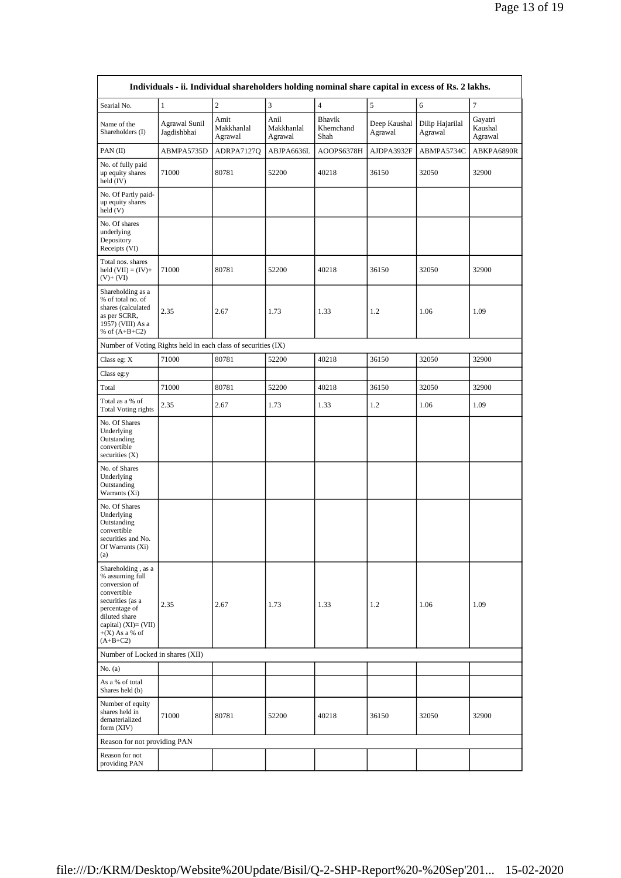| Individuals - ii. Individual shareholders holding nominal share capital in excess of Rs. 2 lakhs. | | | | | | | |
|---|---|---|---|---|---|---|---|
| Searial No. | 1 | 2 | 3 | 4 | 5 | 6 | 7 |
| Name of the Shareholders (I) | Agrawal Sunil Jagdishbhai | Amit Makkhanlal Agrawal | Anil Makkhanlal Agrawal | Bhavik Khemchand Shah | Deep Kaushal Agrawal | Dilip Hajarilal Agrawal | Gayatri Kaushal Agrawal |
| PAN (II) | ABMPA5735D | ADRPA7127Q | ABJPA6636L | AOOPS6378H | AJDPA3932F | ABMPA5734C | ABKPA6890R |
| No. of fully paid up equity shares held (IV) | 71000 | 80781 | 52200 | 40218 | 36150 | 32050 | 32900 |
| No. Of Partly paid-up equity shares held (V) | | | | | | | |
| No. Of shares underlying Depository Receipts (VI) | | | | | | | |
| Total nos. shares held (VII) = (IV)+(V)+ (VI) | 71000 | 80781 | 52200 | 40218 | 36150 | 32050 | 32900 |
| Shareholding as a % of total no. of shares (calculated as per SCRR, 1957) (VIII) As a % of (A+B+C2) | 2.35 | 2.67 | 1.73 | 1.33 | 1.2 | 1.06 | 1.09 |
| Number of Voting Rights held in each class of securities (IX) | | | | | | | |
| Class eg: X | 71000 | 80781 | 52200 | 40218 | 36150 | 32050 | 32900 |
| Class eg:y | | | | | | | |
| Total | 71000 | 80781 | 52200 | 40218 | 36150 | 32050 | 32900 |
| Total as a % of Total Voting rights | 2.35 | 2.67 | 1.73 | 1.33 | 1.2 | 1.06 | 1.09 |
| No. Of Shares Underlying Outstanding convertible securities (X) | | | | | | | |
| No. of Shares Underlying Outstanding Warrants (Xi) | | | | | | | |
| No. Of Shares Underlying Outstanding convertible securities and No. Of Warrants (Xi) (a) | | | | | | | |
| Shareholding , as a % assuming full conversion of convertible securities (as a percentage of diluted share capital) (XI)= (VII)+(X) As a % of (A+B+C2) | 2.35 | 2.67 | 1.73 | 1.33 | 1.2 | 1.06 | 1.09 |
| Number of Locked in shares (XII) | | | | | | | |
| No. (a) | | | | | | | |
| As a % of total Shares held (b) | | | | | | | |
| Number of equity shares held in dematerialized form (XIV) | 71000 | 80781 | 52200 | 40218 | 36150 | 32050 | 32900 |
| Reason for not providing PAN | | | | | | | |
| Reason for not providing PAN | | | | | | | |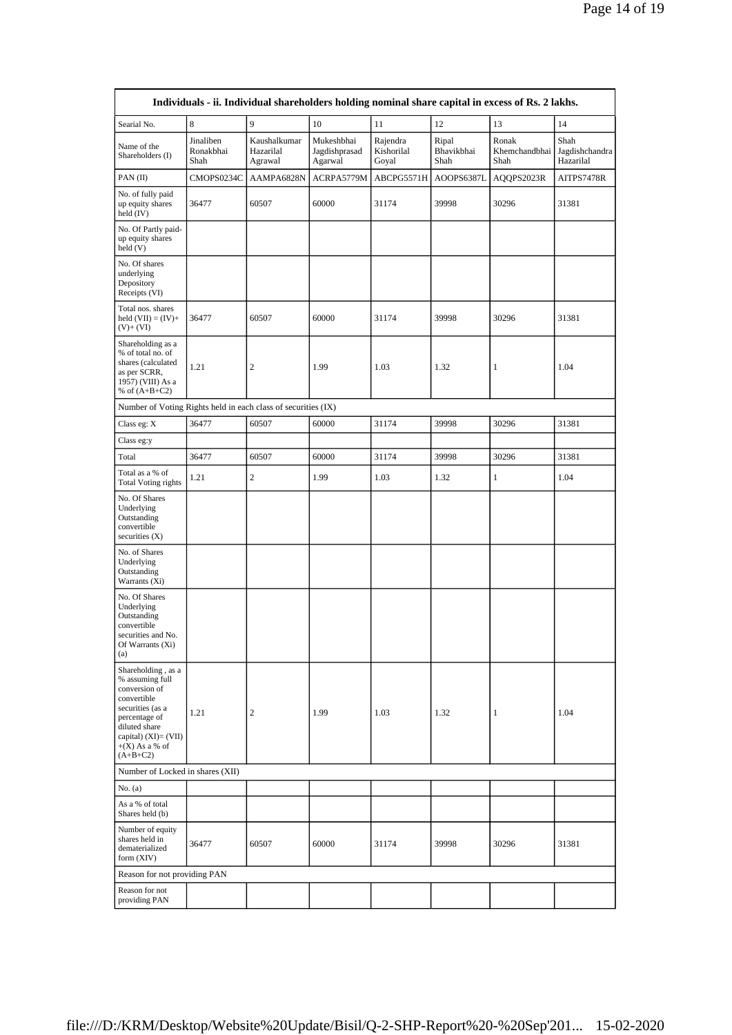| Individuals - ii. Individual shareholders holding nominal share capital in excess of Rs. 2 lakhs. | | | | | | | |
|---|---|---|---|---|---|---|---|
| Searial No. | 8 | 9 | 10 | 11 | 12 | 13 | 14 |
| Name of the Shareholders (I) | Jinaliben Ronakbhai Shah | Kaushalkumar Hazarilal Agrawal | Mukeshbhai Jagdishprasad Agarwal | Rajendra Kishorilal Goyal | Ripal Bhavikbhai Shah | Ronak Khemchandbhai Shah | Shah Jagdishchandra Hazarilal |
| PAN (II) | CMOPS0234C | AAMPA6828N | ACRPA5779M | ABCPG5571H | AOOPS6387L | AQQPS2023R | AITPS7478R |
| No. of fully paid up equity shares held (IV) | 36477 | 60507 | 60000 | 31174 | 39998 | 30296 | 31381 |
| No. Of Partly paid-up equity shares held (V) | | | | | | | |
| No. Of shares underlying Depository Receipts (VI) | | | | | | | |
| Total nos. shares held (VII) = (IV)+(V)+ (VI) | 36477 | 60507 | 60000 | 31174 | 39998 | 30296 | 31381 |
| Shareholding as a % of total no. of shares (calculated as per SCRR, 1957) (VIII) As a % of (A+B+C2) | 1.21 | 2 | 1.99 | 1.03 | 1.32 | 1 | 1.04 |
| Number of Voting Rights held in each class of securities (IX) | | | | | | | |
| Class eg: X | 36477 | 60507 | 60000 | 31174 | 39998 | 30296 | 31381 |
| Class eg:y | | | | | | | |
| Total | 36477 | 60507 | 60000 | 31174 | 39998 | 30296 | 31381 |
| Total as a % of Total Voting rights | 1.21 | 2 | 1.99 | 1.03 | 1.32 | 1 | 1.04 |
| No. Of Shares Underlying Outstanding convertible securities (X) | | | | | | | |
| No. of Shares Underlying Outstanding Warrants (Xi) | | | | | | | |
| No. Of Shares Underlying Outstanding convertible securities and No. Of Warrants (Xi) (a) | | | | | | | |
| Shareholding , as a % assuming full conversion of convertible securities (as a percentage of diluted share capital) (XI)= (VII)+(X) As a % of (A+B+C2) | 1.21 | 2 | 1.99 | 1.03 | 1.32 | 1 | 1.04 |
| Number of Locked in shares (XII) | | | | | | | |
| No. (a) | | | | | | | |
| As a % of total Shares held (b) | | | | | | | |
| Number of equity shares held in dematerialized form (XIV) | 36477 | 60507 | 60000 | 31174 | 39998 | 30296 | 31381 |
| Reason for not providing PAN | | | | | | | |
| Reason for not providing PAN | | | | | | | |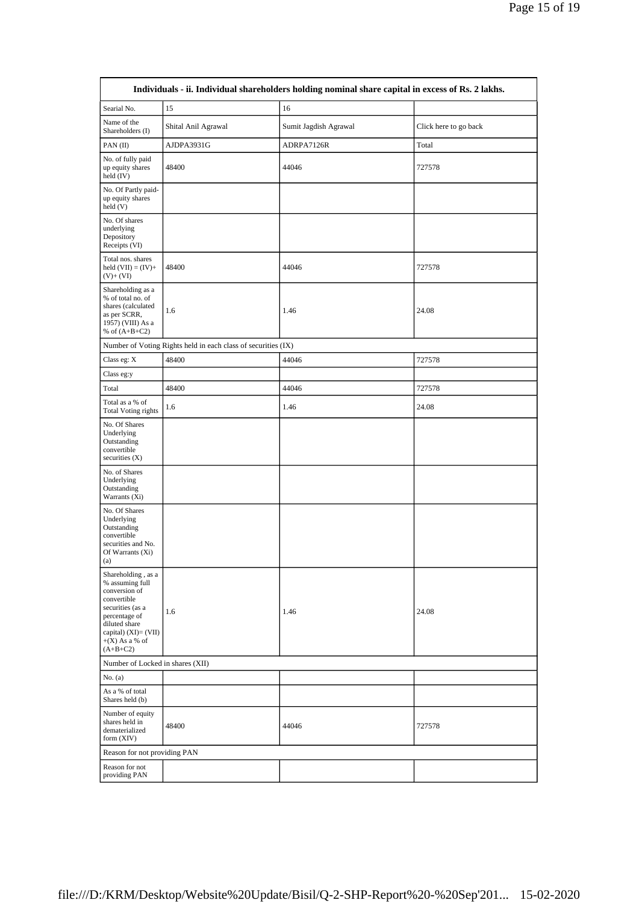| Individuals - ii. Individual shareholders holding nominal share capital in excess of Rs. 2 lakhs. | | | |
|---|---|---|---|
| Searial No. | 15 | 16 | |
| Name of the Shareholders (I) | Shital Anil Agrawal | Sumit Jagdish Agrawal | Click here to go back |
| PAN (II) | AJDPA3931G | ADRPA7126R | Total |
| No. of fully paid up equity shares held (IV) | 48400 | 44046 | 727578 |
| No. Of Partly paid-up equity shares held (V) | | | |
| No. Of shares underlying Depository Receipts (VI) | | | |
| Total nos. shares held (VII) = (IV)+(V)+ (VI) | 48400 | 44046 | 727578 |
| Shareholding as a % of total no. of shares (calculated as per SCRR, 1957) (VIII) As a % of (A+B+C2) | 1.6 | 1.46 | 24.08 |
| Number of Voting Rights held in each class of securities (IX) | | | |
| Class eg: X | 48400 | 44046 | 727578 |
| Class eg:y | | | |
| Total | 48400 | 44046 | 727578 |
| Total as a % of Total Voting rights | 1.6 | 1.46 | 24.08 |
| No. Of Shares Underlying Outstanding convertible securities (X) | | | |
| No. of Shares Underlying Outstanding Warrants (Xi) | | | |
| No. Of Shares Underlying Outstanding convertible securities and No. Of Warrants (Xi) (a) | | | |
| Shareholding , as a % assuming full conversion of convertible securities (as a percentage of diluted share capital) (XI)= (VII)+(X) As a % of (A+B+C2) | 1.6 | 1.46 | 24.08 |
| Number of Locked in shares (XII) | | | |
| No. (a) | | | |
| As a % of total Shares held (b) | | | |
| Number of equity shares held in dematerialized form (XIV) | 48400 | 44046 | 727578 |
| Reason for not providing PAN | | | |
| Reason for not providing PAN | | | |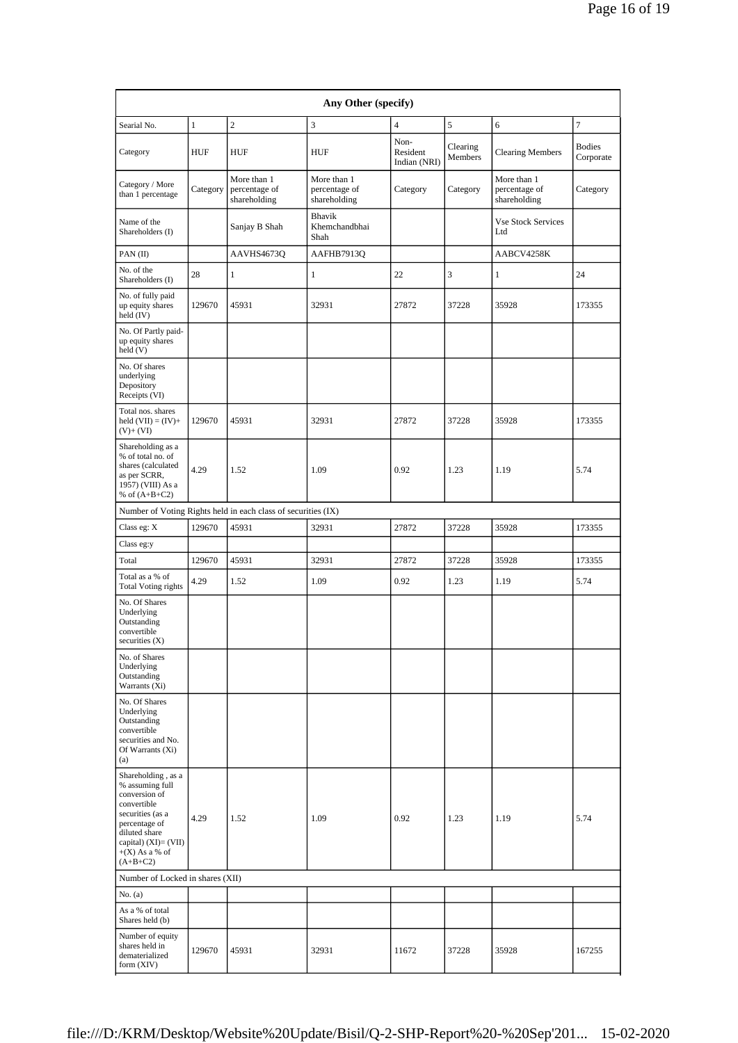| Any Other (specify) | | | | | | | |
|---|---|---|---|---|---|---|---|
| Searial No. | 1 | 2 | 3 | 4 | 5 | 6 | 7 |
| Category | HUF | HUF | HUF | Non-Resident Indian (NRI) | Clearing Members | Clearing Members | Bodies Corporate |
| Category / More than 1 percentage | Category | More than 1 percentage of shareholding | More than 1 percentage of shareholding | Category | Category | More than 1 percentage of shareholding | Category |
| Name of the Shareholders (I) | | Sanjay B Shah | Bhavik Khemchandbhai Shah | | | Vse Stock Services Ltd | |
| PAN (II) | | AAVHS4673Q | AAFHB7913Q | | | AABCV4258K | |
| No. of the Shareholders (I) | 28 | 1 | 1 | 22 | 3 | 1 | 24 |
| No. of fully paid up equity shares held (IV) | 129670 | 45931 | 32931 | 27872 | 37228 | 35928 | 173355 |
| No. Of Partly paid-up equity shares held (V) | | | | | | | |
| No. Of shares underlying Depository Receipts (VI) | | | | | | | |
| Total nos. shares held (VII) = (IV)+(V)+ (VI) | 129670 | 45931 | 32931 | 27872 | 37228 | 35928 | 173355 |
| Shareholding as a % of total no. of shares (calculated as per SCRR, 1957) (VIII) As a % of (A+B+C2) | 4.29 | 1.52 | 1.09 | 0.92 | 1.23 | 1.19 | 5.74 |
| Number of Voting Rights held in each class of securities (IX) | | | | | | | |
| Class eg: X | 129670 | 45931 | 32931 | 27872 | 37228 | 35928 | 173355 |
| Class eg:y | | | | | | | |
| Total | 129670 | 45931 | 32931 | 27872 | 37228 | 35928 | 173355 |
| Total as a % of Total Voting rights | 4.29 | 1.52 | 1.09 | 0.92 | 1.23 | 1.19 | 5.74 |
| No. Of Shares Underlying Outstanding convertible securities (X) | | | | | | | |
| No. of Shares Underlying Outstanding Warrants (Xi) | | | | | | | |
| No. Of Shares Underlying Outstanding convertible securities and No. Of Warrants (Xi) (a) | | | | | | | |
| Shareholding , as a % assuming full conversion of convertible securities (as a percentage of diluted share capital) (XI)= (VII)+(X) As a % of (A+B+C2) | 4.29 | 1.52 | 1.09 | 0.92 | 1.23 | 1.19 | 5.74 |
| Number of Locked in shares (XII) | | | | | | | |
| No. (a) | | | | | | | |
| As a % of total Shares held (b) | | | | | | | |
| Number of equity shares held in dematerialized form (XIV) | 129670 | 45931 | 32931 | 11672 | 37228 | 35928 | 167255 |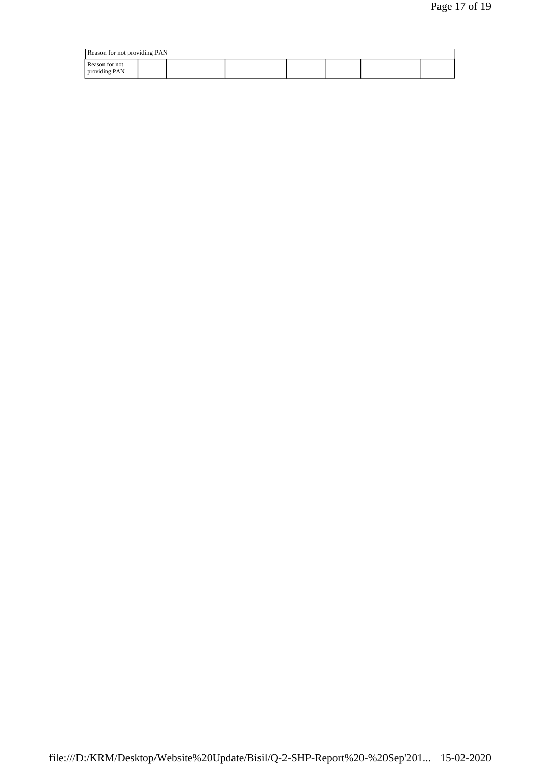| Reason for not providing PAN | | | | | | | |
|---|---|---|---|---|---|---|---|
| Reason for not providing PAN | | | | | | | |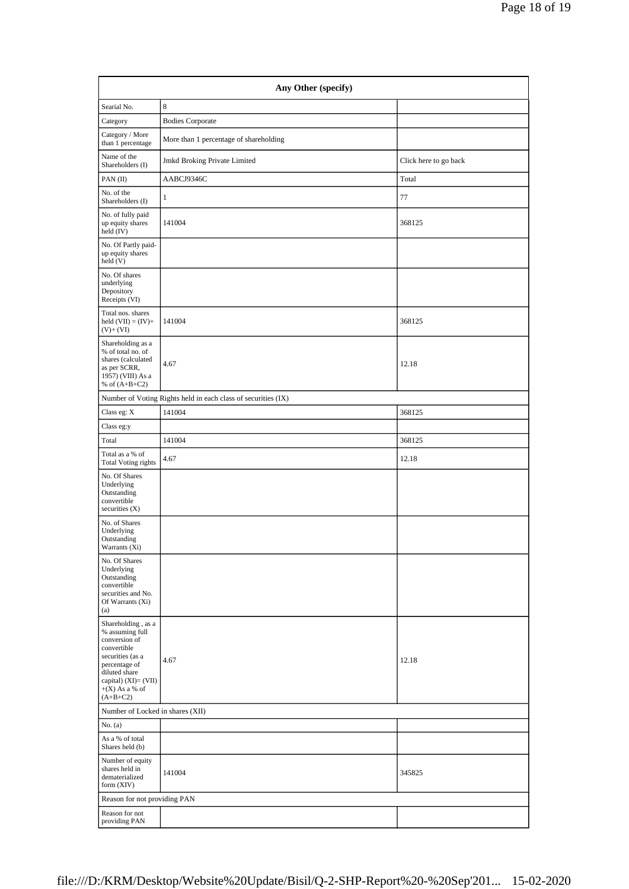| Any Other (specify) | | |
|---|---|---|
| Searial No. | 8 | |
| Category | Bodies Corporate | |
| Category / More than 1 percentage | More than 1 percentage of shareholding | |
| Name of the Shareholders (I) | Jmkd Broking Private Limited | Click here to go back |
| PAN (II) | AABCJ9346C | Total |
| No. of the Shareholders (I) | 1 | 77 |
| No. of fully paid up equity shares held (IV) | 141004 | 368125 |
| No. Of Partly paid-up equity shares held (V) | | |
| No. Of shares underlying Depository Receipts (VI) | | |
| Total nos. shares held (VII) = (IV)+(V)+ (VI) | 141004 | 368125 |
| Shareholding as a % of total no. of shares (calculated as per SCRR, 1957) (VIII) As a % of (A+B+C2) | 4.67 | 12.18 |
| Number of Voting Rights held in each class of securities (IX) | | |
| Class eg: X | 141004 | 368125 |
| Class eg:y | | |
| Total | 141004 | 368125 |
| Total as a % of Total Voting rights | 4.67 | 12.18 |
| No. Of Shares Underlying Outstanding convertible securities (X) | | |
| No. of Shares Underlying Outstanding Warrants (Xi) | | |
| No. Of Shares Underlying Outstanding convertible securities and No. Of Warrants (Xi) (a) | | |
| Shareholding , as a % assuming full conversion of convertible securities (as a percentage of diluted share capital) (XI)= (VII)+(X) As a % of (A+B+C2) | 4.67 | 12.18 |
| Number of Locked in shares (XII) | | |
| No. (a) | | |
| As a % of total Shares held (b) | | |
| Number of equity shares held in dematerialized form (XIV) | 141004 | 345825 |
| Reason for not providing PAN | | |
| Reason for not providing PAN | | |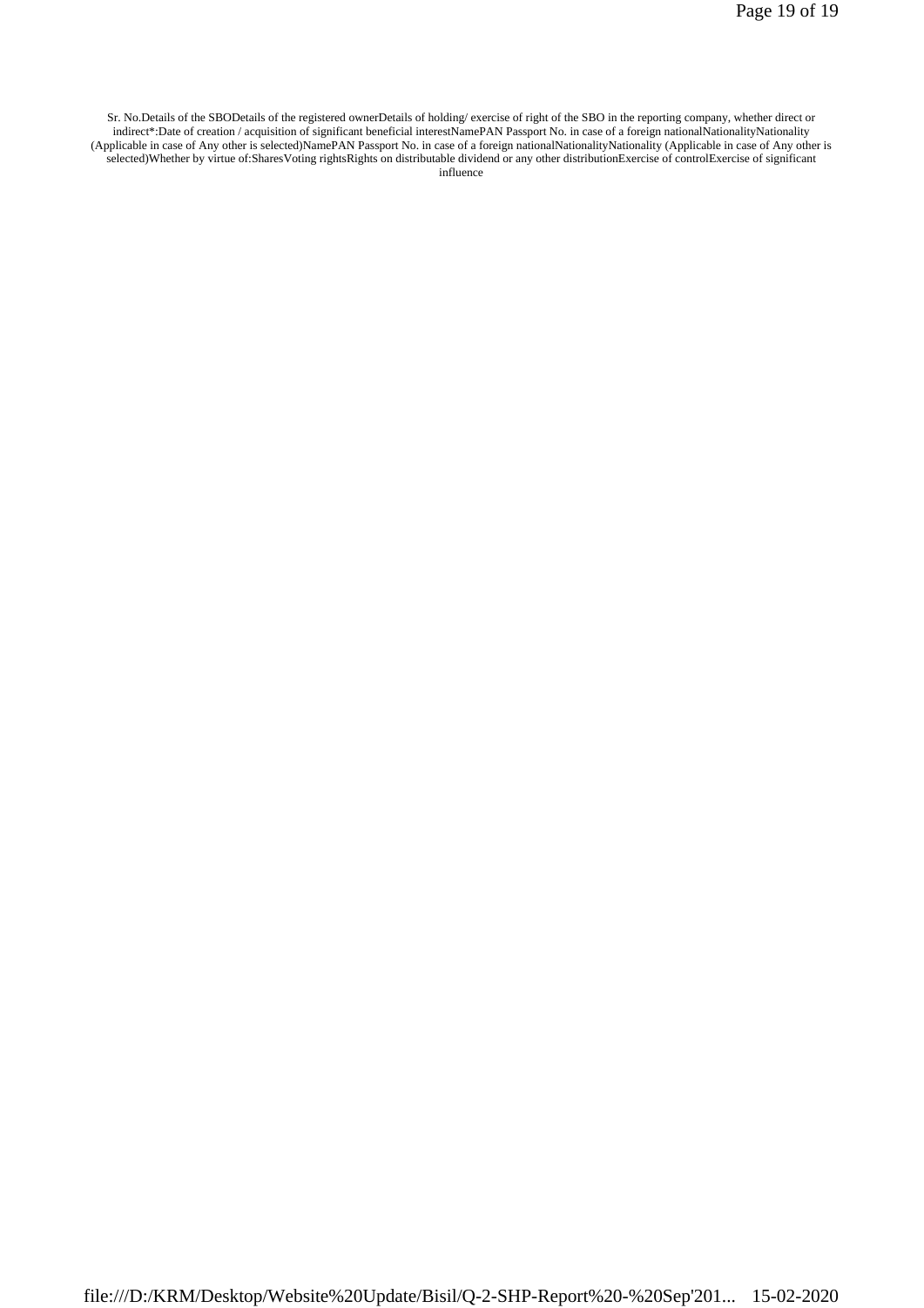Sr. No.Details of the SBODetails of the registered ownerDetails of holding/ exercise of right of the SBO in the reporting company, whether direct or indirect*:Date of creation / acquisition of significant beneficial interestNamePAN Passport No. in case of a foreign nationalNationalityNationality (Applicable in case of Any other is selected)NamePAN Passport No. in case of a foreign nationalNationalityNationality (Applicable in case of Any other is selected)Whether by virtue of:SharesVoting rightsRights on distributable dividend or any other distributionExercise of controlExercise of significant influence